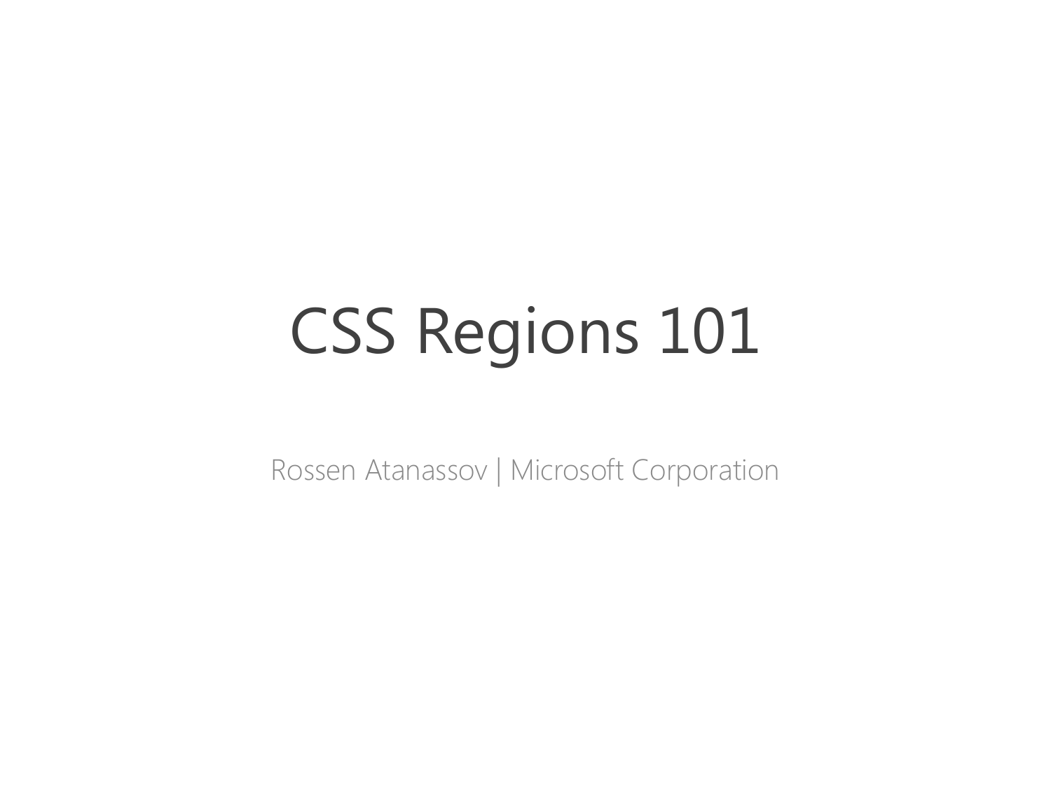# CSS Regions 101

Rossen Atanassov | Microsoft Corporation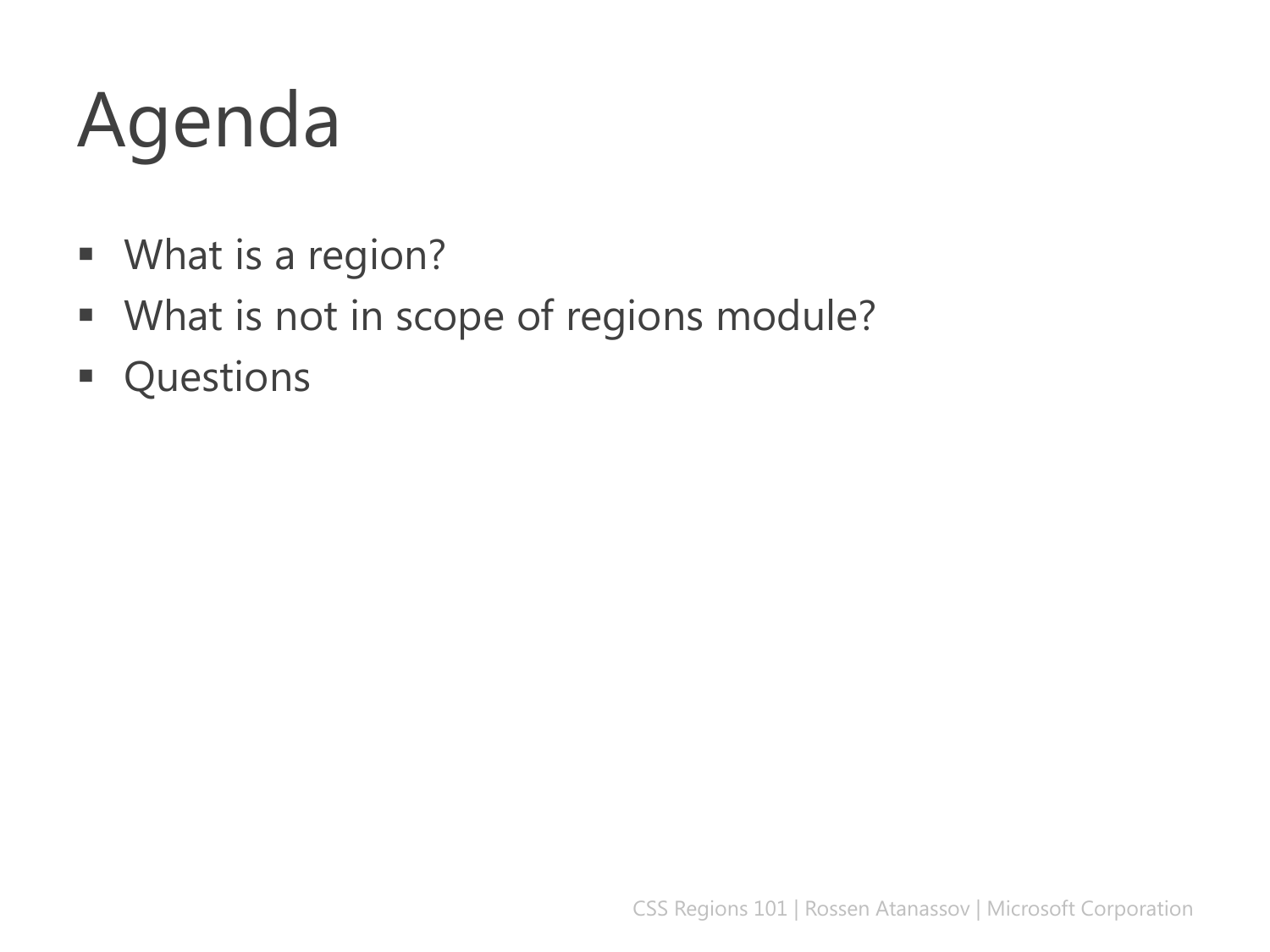# Agenda

- What is a region?
- What is not in scope of regions module?
- Questions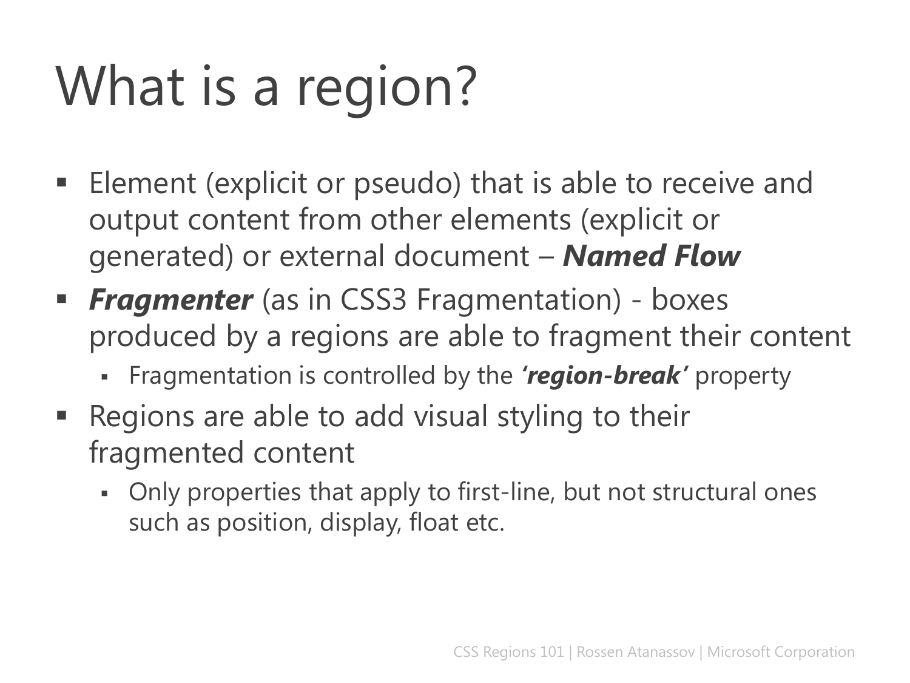# What is a region?

- Element (explicit or pseudo) that is able to receive and output content from other elements (explicit or generated) or external document – ***Named Flow***
- ***Fragmenter*** (as in CSS3 Fragmentation) - boxes produced by a regions are able to fragment their content
  - Fragmentation is controlled by the ***'region-break'*** property
- Regions are able to add visual styling to their fragmented content
  - Only properties that apply to first-line, but not structural ones such as position, display, float etc.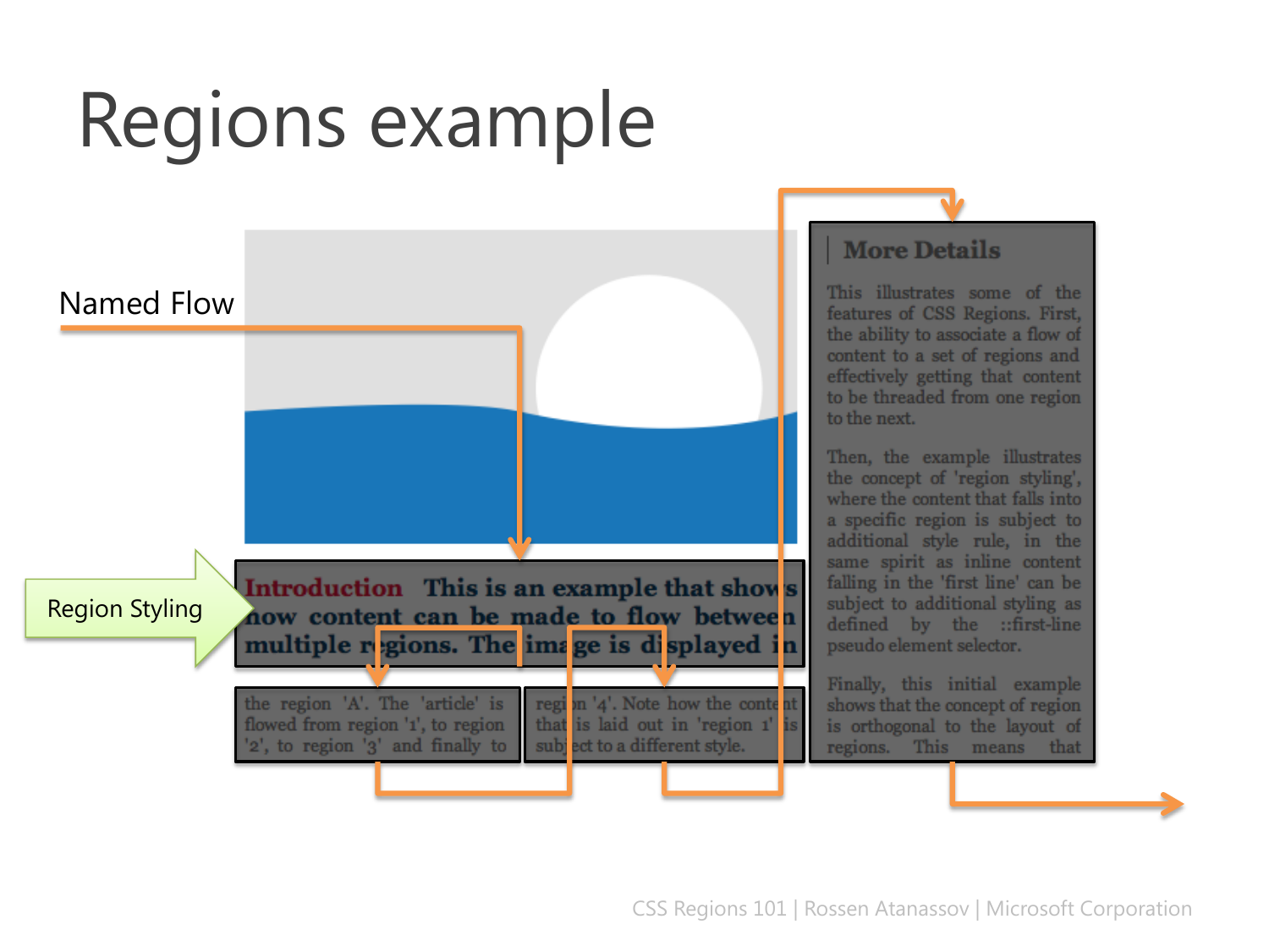# Regions example

Named Flow

Region Styling

**Introduction** **This is an example that shows how content can be made to flow between multiple regions. The image is displayed in**

the region 'A'. The 'article' is flowed from region '1', to region '2', to region '3' and finally to

region '4'. Note how the content that is laid out in 'region 1' is subject to a different style.

**More Details**

This illustrates some of the features of CSS Regions. First, the ability to associate a flow of content to a set of regions and effectively getting that content to be threaded from one region to the next.

Then, the example illustrates the concept of 'region styling', where the content that falls into a specific region is subject to additional style rule, in the same spirit as inline content falling in the 'first line' can be subject to additional styling as defined by the ::first-line pseudo element selector.

Finally, this initial example shows that the concept of region is orthogonal to the layout of regions. This means that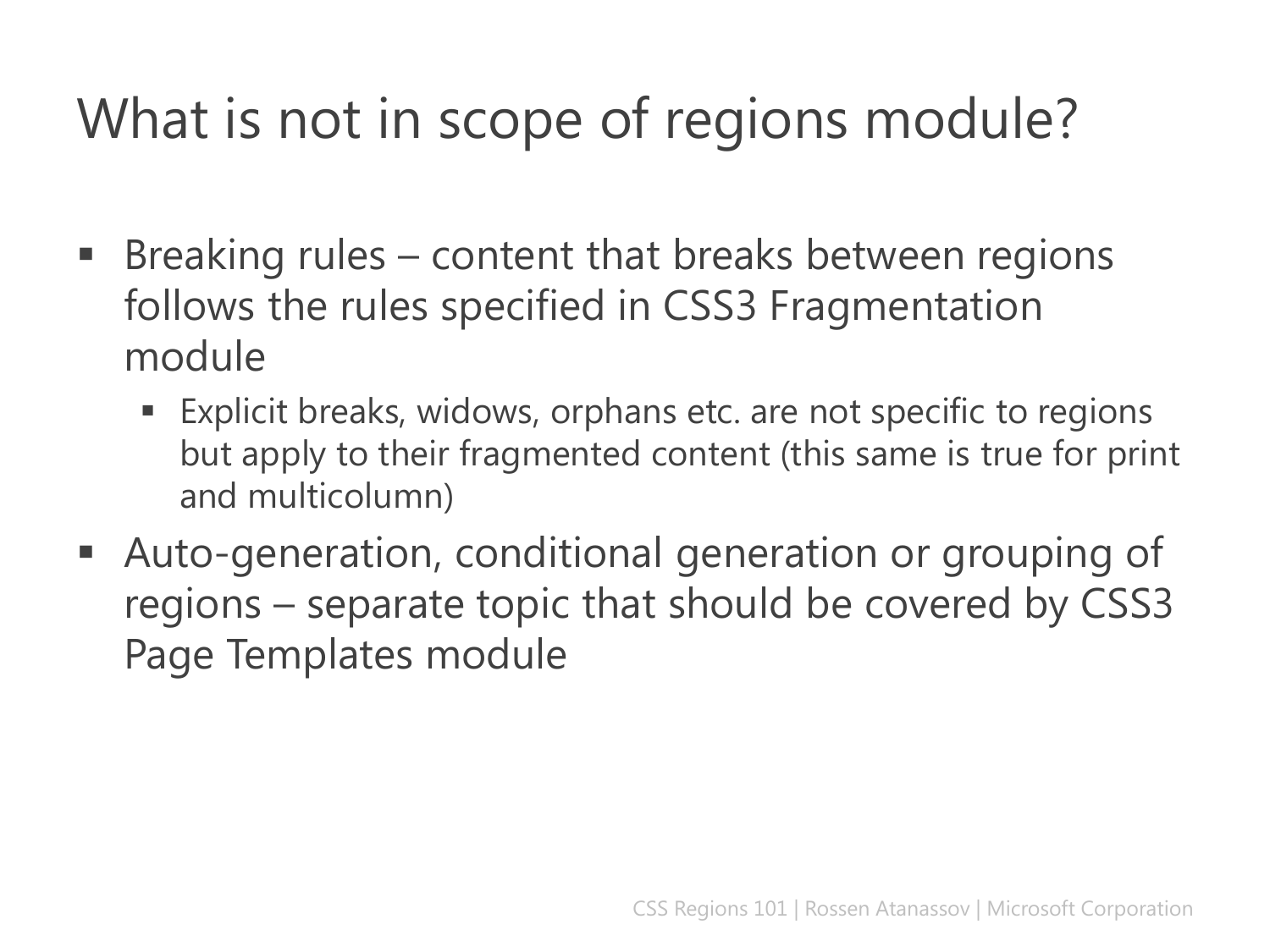# What is not in scope of regions module?

- Breaking rules – content that breaks between regions follows the rules specified in CSS3 Fragmentation module
  - Explicit breaks, widows, orphans etc. are not specific to regions but apply to their fragmented content (this same is true for print and multicolumn)
- Auto-generation, conditional generation or grouping of regions – separate topic that should be covered by CSS3 Page Templates module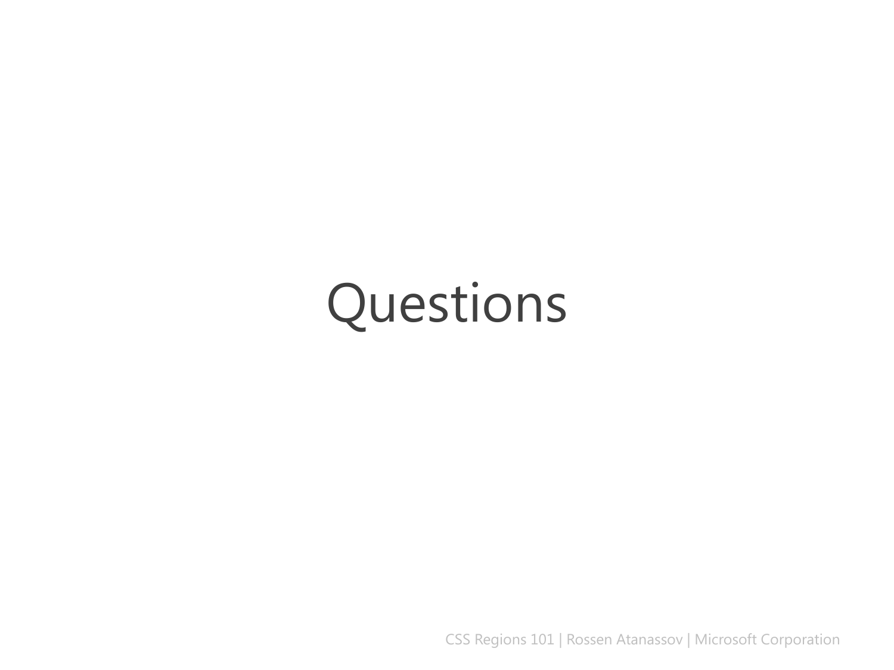# Questions